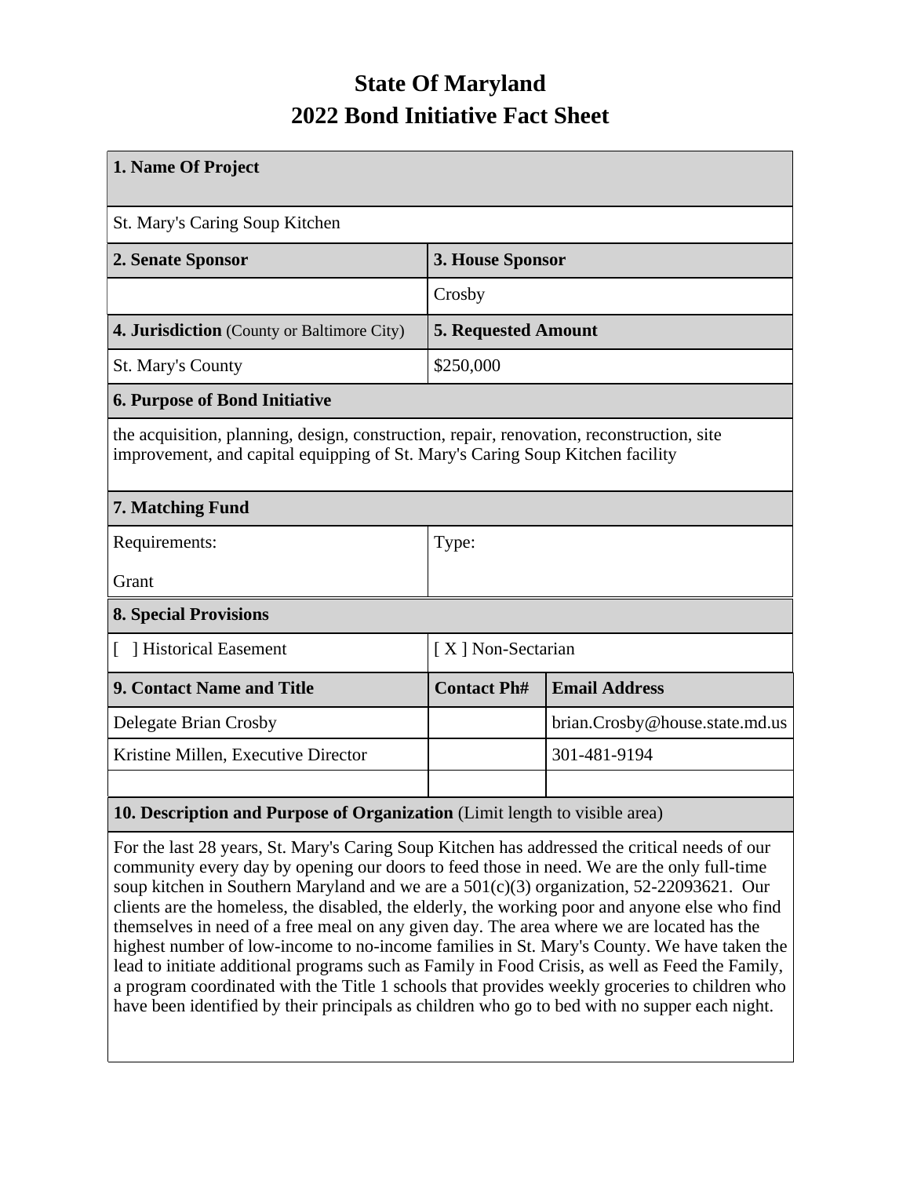# State Of Maryland
# 2022 Bond Initiative Fact Sheet

| **1. Name Of Project** | | |
|---|---|---|
| St. Mary's Caring Soup Kitchen | | |
| **2. Senate Sponsor** | **3. House Sponsor** | |
| | Crosby | |
| **4. Jurisdiction** (County or Baltimore City) | **5. Requested Amount** | |
| St. Mary's County | $250,000 | |
| **6. Purpose of Bond Initiative** | | |
| the acquisition, planning, design, construction, repair, renovation, reconstruction, site improvement, and capital equipping of St. Mary's Caring Soup Kitchen facility | | |
| **7. Matching Fund** | | |
| Requirements: Grant | Type: | |
| **8. Special Provisions** | | |
| [ ] Historical Easement | [ X ] Non-Sectarian | |
| **9. Contact Name and Title** | **Contact Ph#** | **Email Address** |
| Delegate Brian Crosby | | brian.Crosby@house.state.md.us |
| Kristine Millen, Executive Director | | 301-481-9194 |
| | | |
| **10. Description and Purpose of Organization** (Limit length to visible area) | | |
| For the last 28 years, St. Mary's Caring Soup Kitchen has addressed the critical needs of our community every day by opening our doors to feed those in need. We are the only full-time soup kitchen in Southern Maryland and we are a 501(c)(3) organization, 52-22093621. Our clients are the homeless, the disabled, the elderly, the working poor and anyone else who find themselves in need of a free meal on any given day. The area where we are located has the highest number of low-income to no-income families in St. Mary's County. We have taken the lead to initiate additional programs such as Family in Food Crisis, as well as Feed the Family, a program coordinated with the Title 1 schools that provides weekly groceries to children who have been identified by their principals as children who go to bed with no supper each night. | | |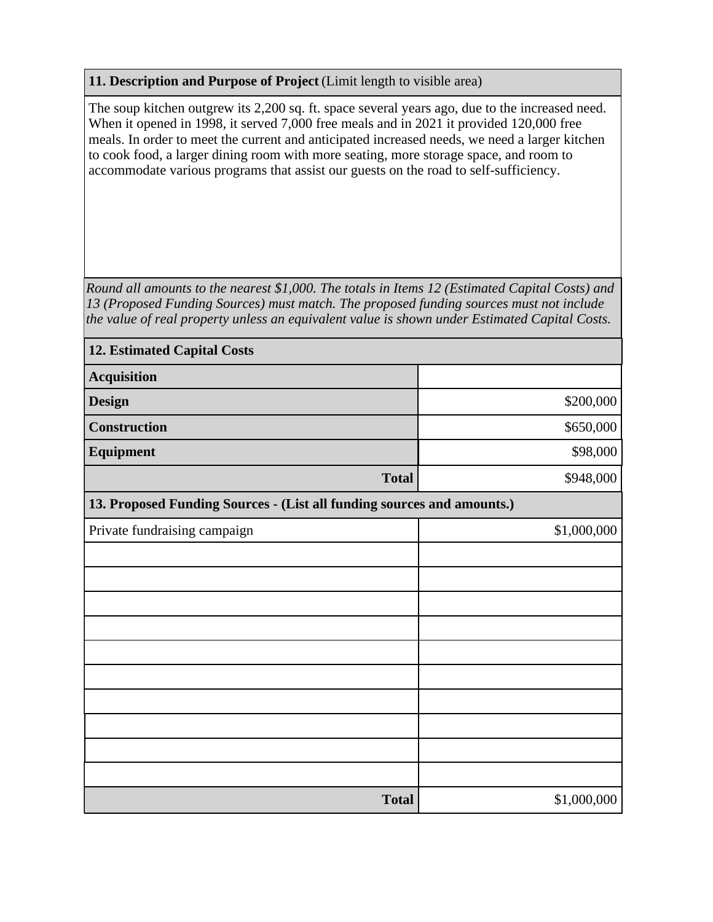**11. Description and Purpose of Project** (Limit length to visible area)

The soup kitchen outgrew its 2,200 sq. ft. space several years ago, due to the increased need. When it opened in 1998, it served 7,000 free meals and in 2021 it provided 120,000 free meals. In order to meet the current and anticipated increased needs, we need a larger kitchen to cook food, a larger dining room with more seating, more storage space, and room to accommodate various programs that assist our guests on the road to self-sufficiency.

*Round all amounts to the nearest $1,000. The totals in Items 12 (Estimated Capital Costs) and 13 (Proposed Funding Sources) must match. The proposed funding sources must not include the value of real property unless an equivalent value is shown under Estimated Capital Costs.*

| **12. Estimated Capital Costs** | |
|---|---|
| **Acquisition** | |
| **Design** | $200,000 |
| **Construction** | $650,000 |
| **Equipment** | $98,000 |
| **Total** | $948,000 |

| **13. Proposed Funding Sources - (List all funding sources and amounts.)** | |
|---|---|
| Private fundraising campaign | $1,000,000 |
| | |
| | |
| | |
| | |
| | |
| | |
| | |
| | |
| | |
| | |
| **Total** | $1,000,000 |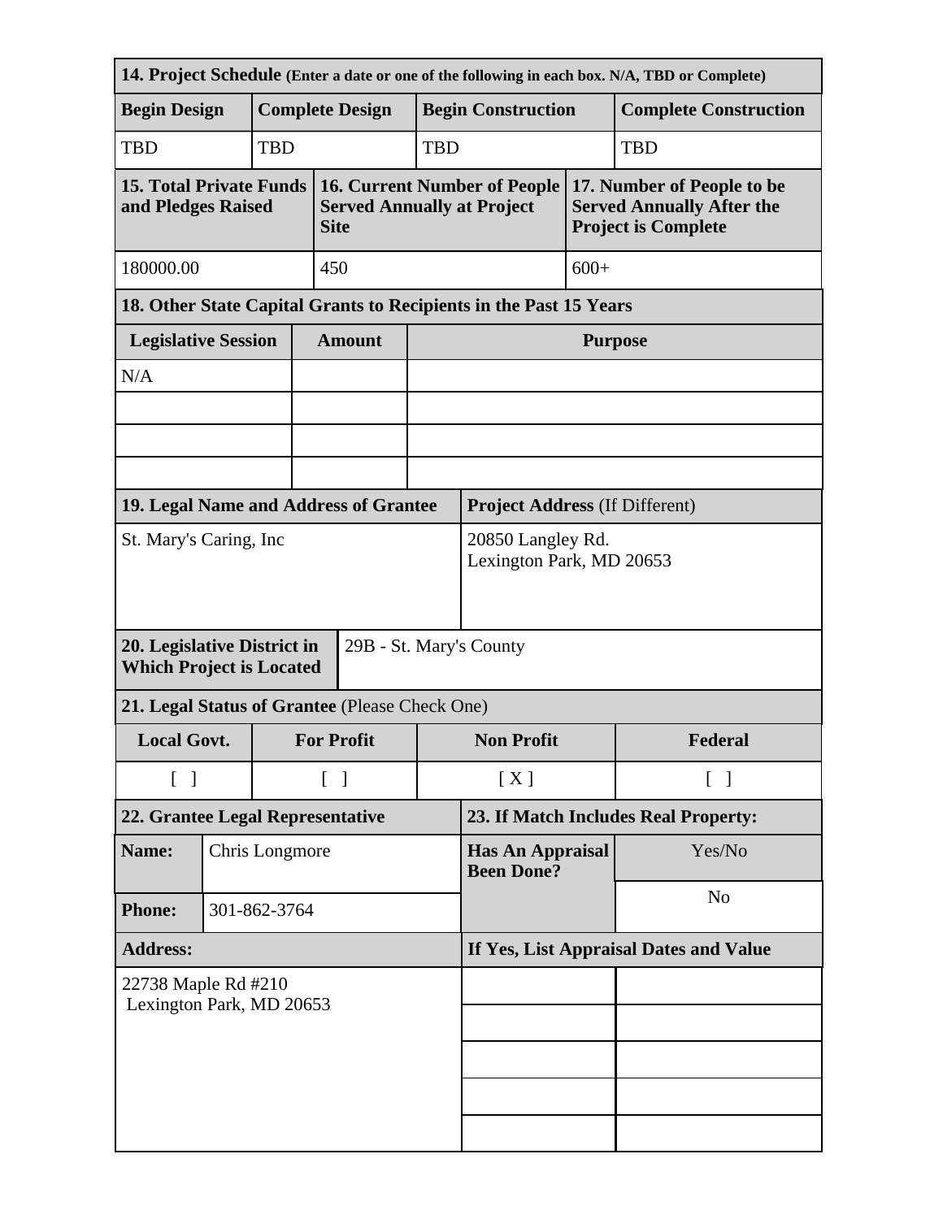| 14. Project Schedule (Enter a date or one of the following in each box. N/A, TBD or Complete) | | | |
|---|---|---|---|
| **Begin Design** | **Complete Design** | **Begin Construction** | **Complete Construction** |
| TBD | TBD | TBD | TBD |

| 15. Total Private Funds and Pledges Raised | 16. Current Number of People Served Annually at Project Site | 17. Number of People to be Served Annually After the Project is Complete |
|---|---|---|
| 180000.00 | 450 | 600+ |

| 18. Other State Capital Grants to Recipients in the Past 15 Years | | |
|---|---|---|
| **Legislative Session** | **Amount** | **Purpose** |
| N/A | | |
| | | |
| | | |
| | | |

| 19. Legal Name and Address of Grantee | Project Address (If Different) |
|---|---|
| St. Mary's Caring, Inc | 20850 Langley Rd.<br>Lexington Park, MD 20653 |

| 20. Legislative District in Which Project is Located | 29B - St. Mary's County |
|---|---|

| 21. Legal Status of Grantee (Please Check One) | | | |
|---|---|---|---|
| **Local Govt.** | **For Profit** | **Non Profit** | **Federal** |
| [ ] | [ ] | [ X ] | [ ] |

| 22. Grantee Legal Representative | | 23. If Match Includes Real Property: | |
|---|---|---|---|
| **Name:** | Chris Longmore | **Has An Appraisal Been Done?** | Yes/No |
| **Phone:** | 301-862-3764 | | No |
| **Address:** | | **If Yes, List Appraisal Dates and Value** | |
| 22738 Maple Rd #210<br>Lexington Park, MD 20653 | | | |
| | | | |
| | | | |
| | | | |
| | | | |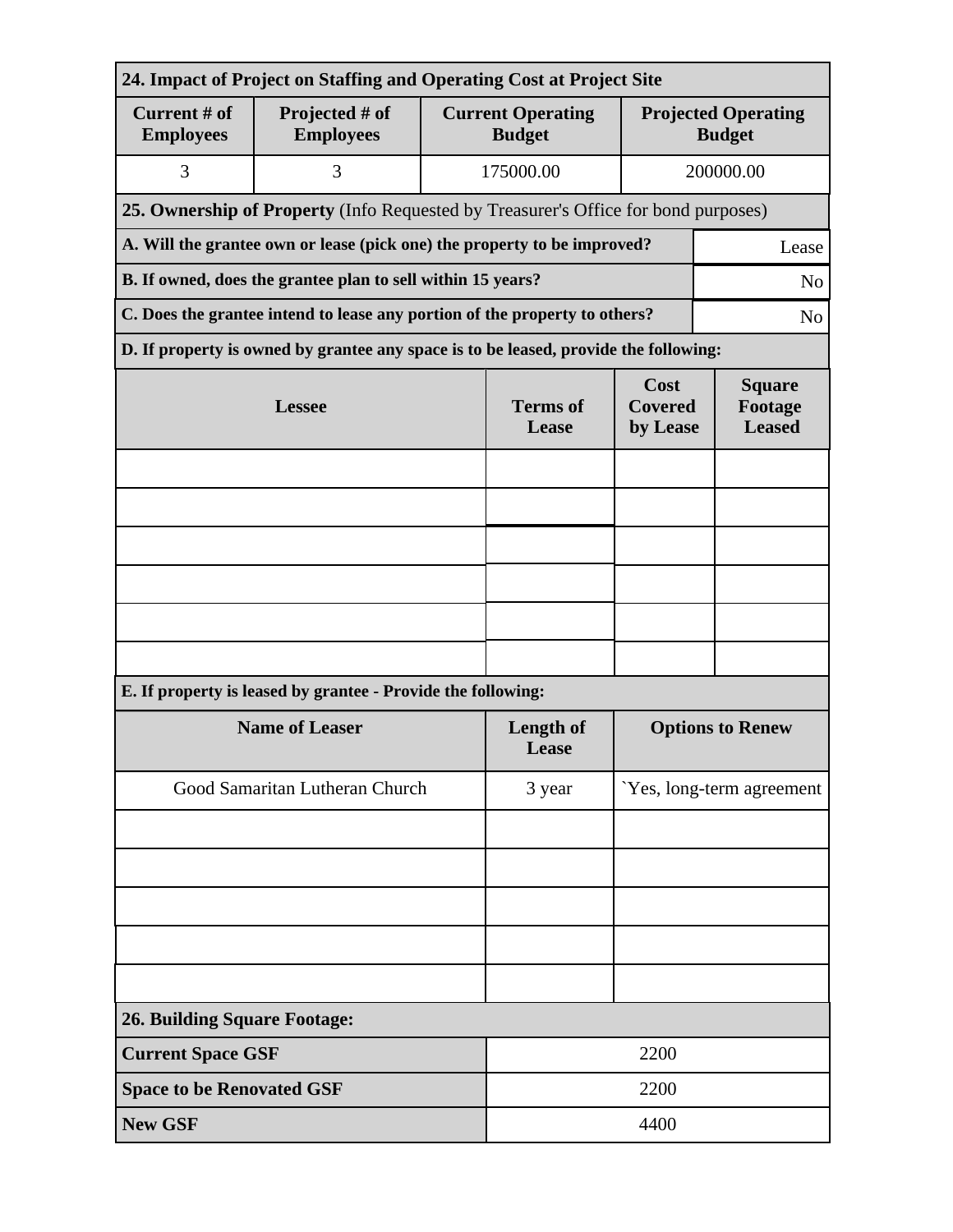**24. Impact of Project on Staffing and Operating Cost at Project Site**

| Current # of Employees | Projected # of Employees | Current Operating Budget | Projected Operating Budget |
|---|---|---|---|
| 3 | 3 | 175000.00 | 200000.00 |

**25. Ownership of Property** (Info Requested by Treasurer's Office for bond purposes)

| Question | Answer |
|---|---|
| **A. Will the grantee own or lease (pick one) the property to be improved?** | Lease |
| **B. If owned, does the grantee plan to sell within 15 years?** | No |
| **C. Does the grantee intend to lease any portion of the property to others?** | No |

**D. If property is owned by grantee any space is to be leased, provide the following:**

| Lessee | Terms of Lease | Cost Covered by Lease | Square Footage Leased |
|---|---|---|---|
| | | | |
| | | | |
| | | | |
| | | | |
| | | | |
| | | | |

**E. If property is leased by grantee - Provide the following:**

| Name of Leaser | Length of Lease | Options to Renew |
|---|---|---|
| Good Samaritan Lutheran Church | 3 year | `Yes, long-term agreement |
| | | |
| | | |
| | | |
| | | |
| | | |

**26. Building Square Footage:**

| | |
|---|---|
| **Current Space GSF** | 2200 |
| **Space to be Renovated GSF** | 2200 |
| **New GSF** | 4400 |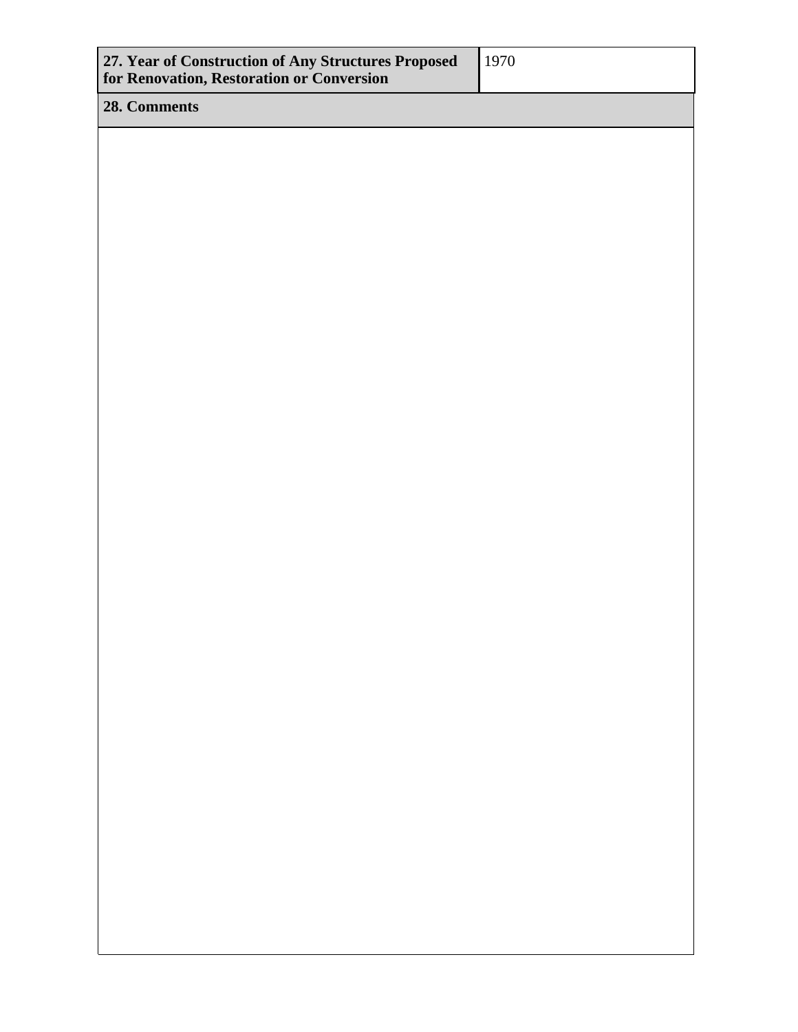| | |
|---|---|
| **27. Year of Construction of Any Structures Proposed for Renovation, Restoration or Conversion** | 1970 |

| |
|---|
| **28. Comments** |
| |